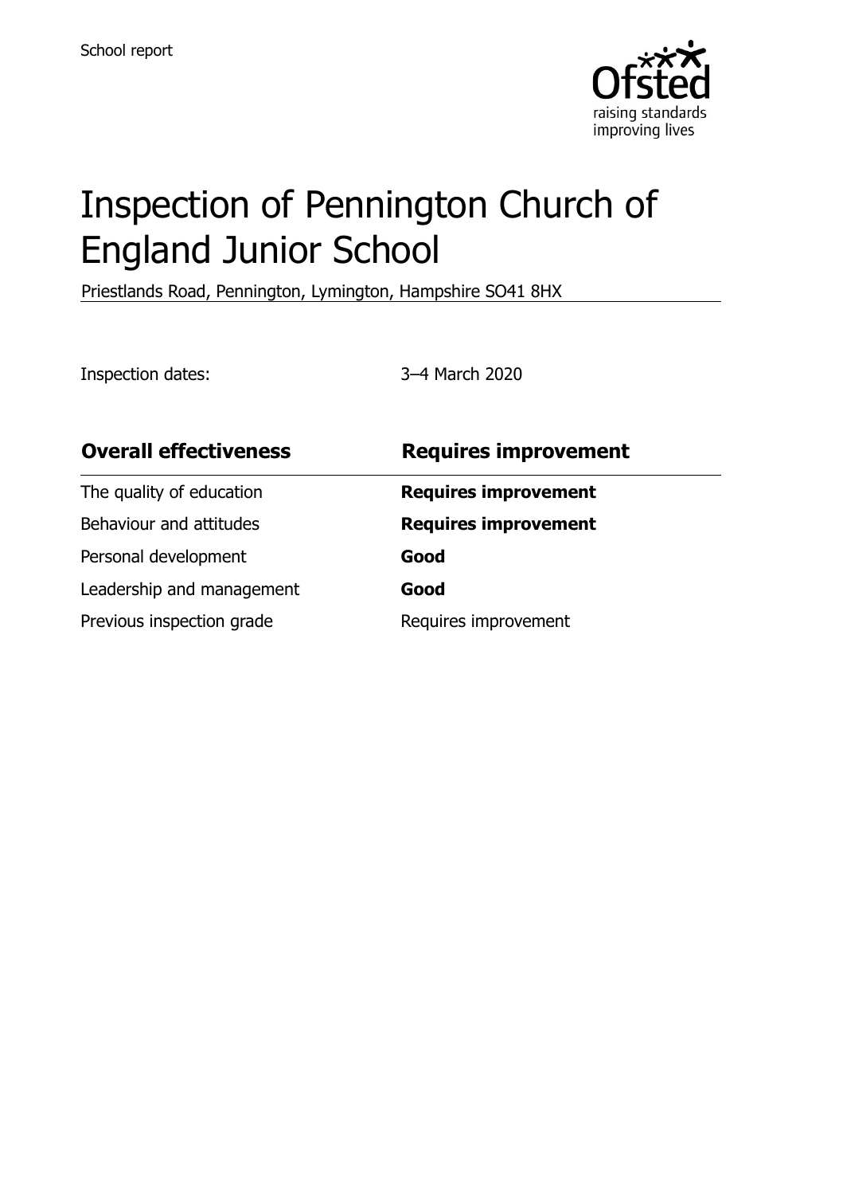School report

# Inspection of Pennington Church of England Junior School

Priestlands Road, Pennington, Lymington, Hampshire SO41 8HX

Inspection dates: 3–4 March 2020

| **Overall effectiveness** | **Requires improvement** |
| --- | --- |
| The quality of education | **Requires improvement** |
| Behaviour and attitudes | **Requires improvement** |
| Personal development | **Good** |
| Leadership and management | **Good** |
| Previous inspection grade | Requires improvement |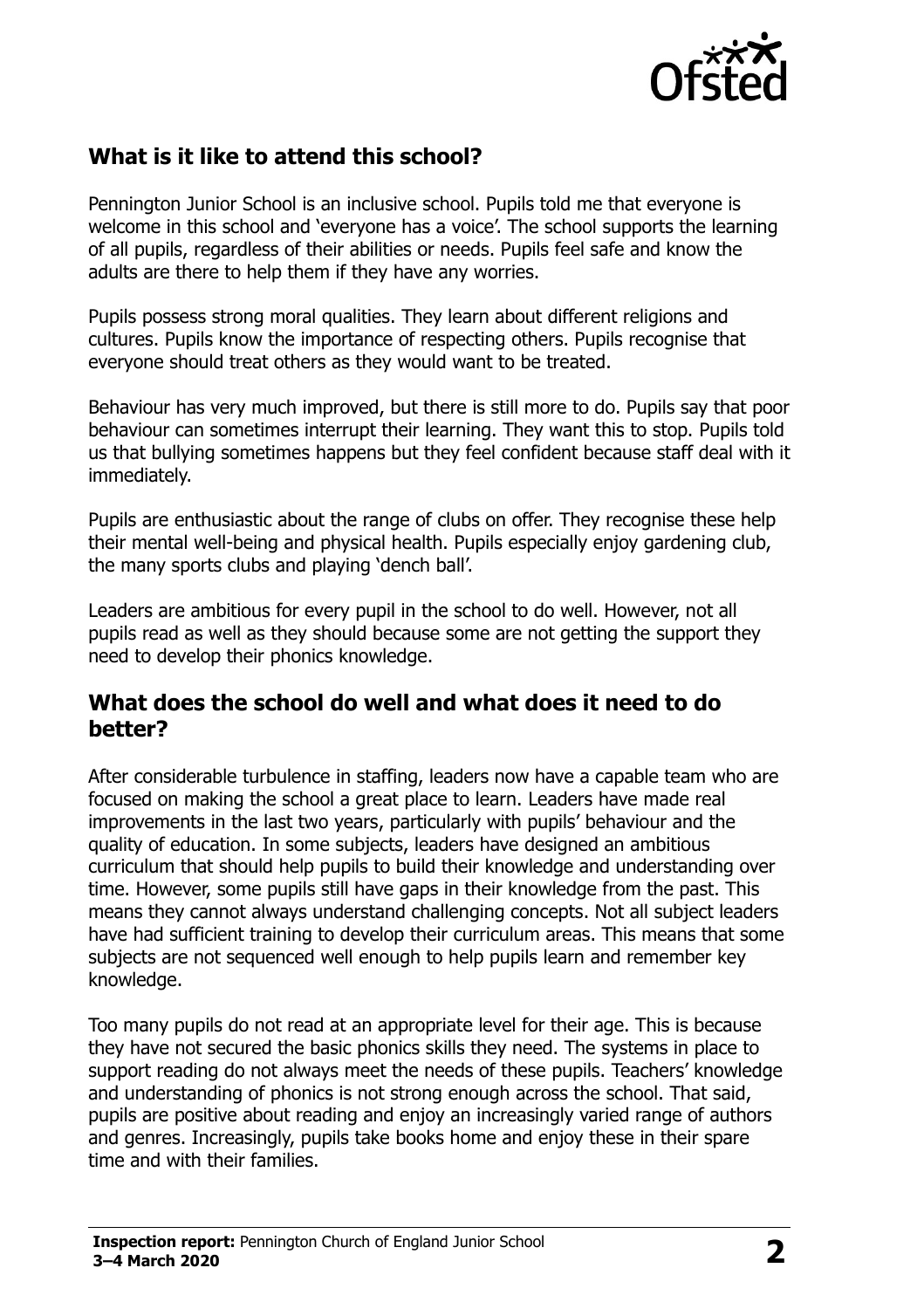## What is it like to attend this school?

Pennington Junior School is an inclusive school. Pupils told me that everyone is welcome in this school and 'everyone has a voice'. The school supports the learning of all pupils, regardless of their abilities or needs. Pupils feel safe and know the adults are there to help them if they have any worries.

Pupils possess strong moral qualities. They learn about different religions and cultures. Pupils know the importance of respecting others. Pupils recognise that everyone should treat others as they would want to be treated.

Behaviour has very much improved, but there is still more to do. Pupils say that poor behaviour can sometimes interrupt their learning. They want this to stop. Pupils told us that bullying sometimes happens but they feel confident because staff deal with it immediately.

Pupils are enthusiastic about the range of clubs on offer. They recognise these help their mental well-being and physical health. Pupils especially enjoy gardening club, the many sports clubs and playing 'dench ball'.

Leaders are ambitious for every pupil in the school to do well. However, not all pupils read as well as they should because some are not getting the support they need to develop their phonics knowledge.

## What does the school do well and what does it need to do better?

After considerable turbulence in staffing, leaders now have a capable team who are focused on making the school a great place to learn. Leaders have made real improvements in the last two years, particularly with pupils' behaviour and the quality of education. In some subjects, leaders have designed an ambitious curriculum that should help pupils to build their knowledge and understanding over time. However, some pupils still have gaps in their knowledge from the past. This means they cannot always understand challenging concepts. Not all subject leaders have had sufficient training to develop their curriculum areas. This means that some subjects are not sequenced well enough to help pupils learn and remember key knowledge.

Too many pupils do not read at an appropriate level for their age. This is because they have not secured the basic phonics skills they need. The systems in place to support reading do not always meet the needs of these pupils. Teachers' knowledge and understanding of phonics is not strong enough across the school. That said, pupils are positive about reading and enjoy an increasingly varied range of authors and genres. Increasingly, pupils take books home and enjoy these in their spare time and with their families.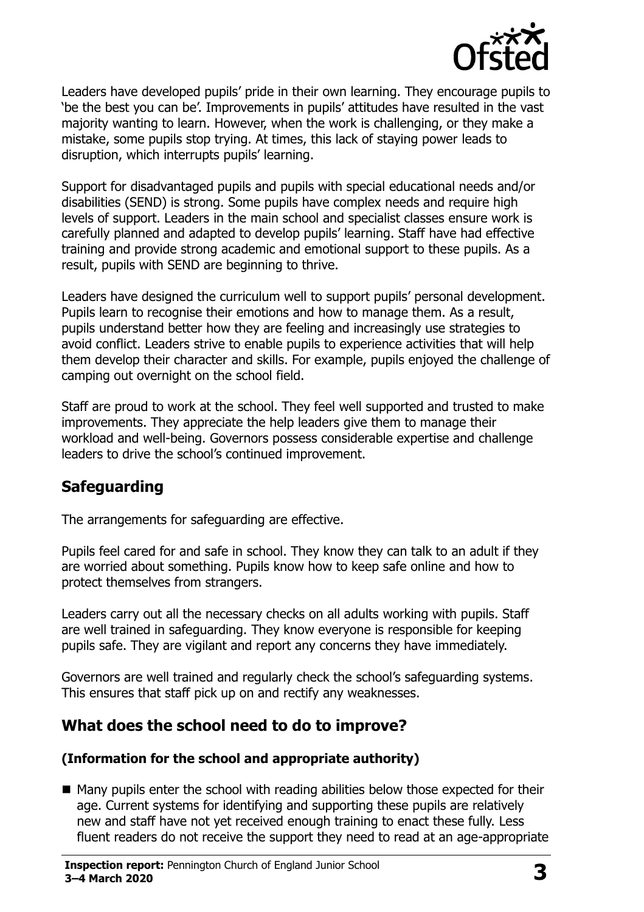Leaders have developed pupils' pride in their own learning. They encourage pupils to 'be the best you can be'. Improvements in pupils' attitudes have resulted in the vast majority wanting to learn. However, when the work is challenging, or they make a mistake, some pupils stop trying. At times, this lack of staying power leads to disruption, which interrupts pupils' learning.

Support for disadvantaged pupils and pupils with special educational needs and/or disabilities (SEND) is strong. Some pupils have complex needs and require high levels of support. Leaders in the main school and specialist classes ensure work is carefully planned and adapted to develop pupils' learning. Staff have had effective training and provide strong academic and emotional support to these pupils. As a result, pupils with SEND are beginning to thrive.

Leaders have designed the curriculum well to support pupils' personal development. Pupils learn to recognise their emotions and how to manage them. As a result, pupils understand better how they are feeling and increasingly use strategies to avoid conflict. Leaders strive to enable pupils to experience activities that will help them develop their character and skills. For example, pupils enjoyed the challenge of camping out overnight on the school field.

Staff are proud to work at the school. They feel well supported and trusted to make improvements. They appreciate the help leaders give them to manage their workload and well-being. Governors possess considerable expertise and challenge leaders to drive the school's continued improvement.

## Safeguarding

The arrangements for safeguarding are effective.

Pupils feel cared for and safe in school. They know they can talk to an adult if they are worried about something. Pupils know how to keep safe online and how to protect themselves from strangers.

Leaders carry out all the necessary checks on all adults working with pupils. Staff are well trained in safeguarding. They know everyone is responsible for keeping pupils safe. They are vigilant and report any concerns they have immediately.

Governors are well trained and regularly check the school's safeguarding systems. This ensures that staff pick up on and rectify any weaknesses.

## What does the school need to do to improve?

### (Information for the school and appropriate authority)

- Many pupils enter the school with reading abilities below those expected for their age. Current systems for identifying and supporting these pupils are relatively new and staff have not yet received enough training to enact these fully. Less fluent readers do not receive the support they need to read at an age-appropriate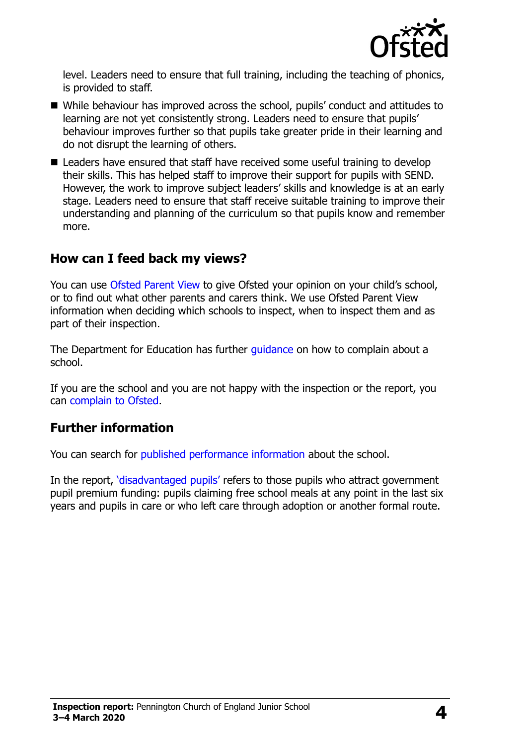level. Leaders need to ensure that full training, including the teaching of phonics, is provided to staff.

- While behaviour has improved across the school, pupils' conduct and attitudes to learning are not yet consistently strong. Leaders need to ensure that pupils' behaviour improves further so that pupils take greater pride in their learning and do not disrupt the learning of others.
- Leaders have ensured that staff have received some useful training to develop their skills. This has helped staff to improve their support for pupils with SEND. However, the work to improve subject leaders' skills and knowledge is at an early stage. Leaders need to ensure that staff receive suitable training to improve their understanding and planning of the curriculum so that pupils know and remember more.

## How can I feed back my views?

You can use Ofsted Parent View to give Ofsted your opinion on your child's school, or to find out what other parents and carers think. We use Ofsted Parent View information when deciding which schools to inspect, when to inspect them and as part of their inspection.

The Department for Education has further guidance on how to complain about a school.

If you are the school and you are not happy with the inspection or the report, you can complain to Ofsted.

## Further information

You can search for published performance information about the school.

In the report, 'disadvantaged pupils' refers to those pupils who attract government pupil premium funding: pupils claiming free school meals at any point in the last six years and pupils in care or who left care through adoption or another formal route.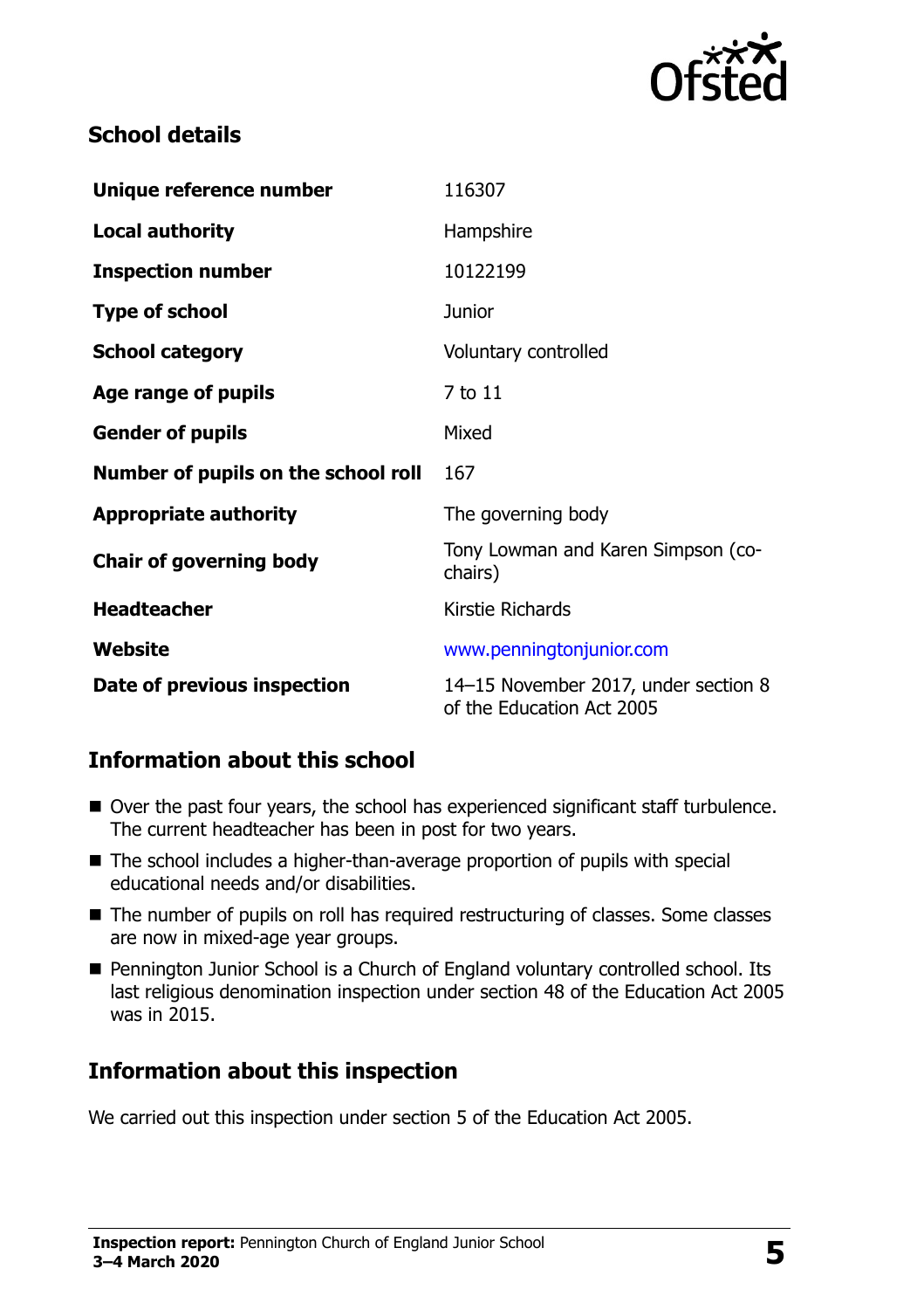## School details

| | |
|---|---|
| **Unique reference number** | 116307 |
| **Local authority** | Hampshire |
| **Inspection number** | 10122199 |
| **Type of school** | Junior |
| **School category** | Voluntary controlled |
| **Age range of pupils** | 7 to 11 |
| **Gender of pupils** | Mixed |
| **Number of pupils on the school roll** | 167 |
| **Appropriate authority** | The governing body |
| **Chair of governing body** | Tony Lowman and Karen Simpson (co-chairs) |
| **Headteacher** | Kirstie Richards |
| **Website** | www.penningtonjunior.com |
| **Date of previous inspection** | 14–15 November 2017, under section 8 of the Education Act 2005 |

## Information about this school

- Over the past four years, the school has experienced significant staff turbulence. The current headteacher has been in post for two years.
- The school includes a higher-than-average proportion of pupils with special educational needs and/or disabilities.
- The number of pupils on roll has required restructuring of classes. Some classes are now in mixed-age year groups.
- Pennington Junior School is a Church of England voluntary controlled school. Its last religious denomination inspection under section 48 of the Education Act 2005 was in 2015.

## Information about this inspection

We carried out this inspection under section 5 of the Education Act 2005.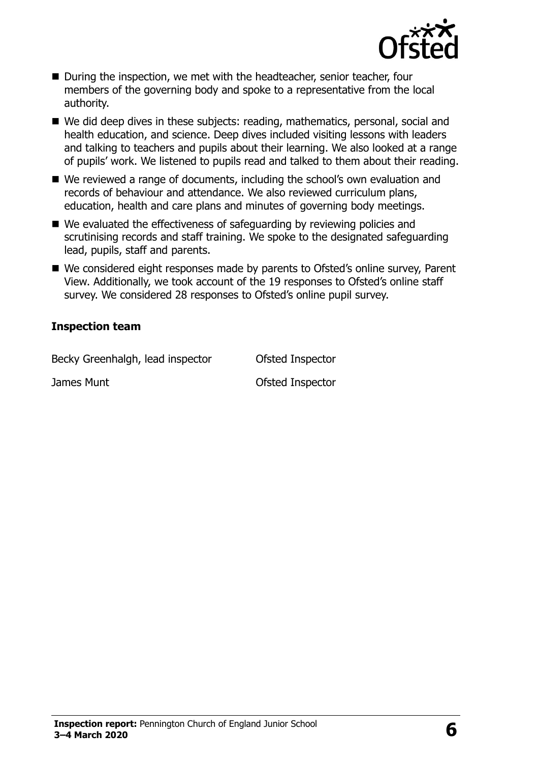- During the inspection, we met with the headteacher, senior teacher, four members of the governing body and spoke to a representative from the local authority.
- We did deep dives in these subjects: reading, mathematics, personal, social and health education, and science. Deep dives included visiting lessons with leaders and talking to teachers and pupils about their learning. We also looked at a range of pupils' work. We listened to pupils read and talked to them about their reading.
- We reviewed a range of documents, including the school's own evaluation and records of behaviour and attendance. We also reviewed curriculum plans, education, health and care plans and minutes of governing body meetings.
- We evaluated the effectiveness of safeguarding by reviewing policies and scrutinising records and staff training. We spoke to the designated safeguarding lead, pupils, staff and parents.
- We considered eight responses made by parents to Ofsted's online survey, Parent View. Additionally, we took account of the 19 responses to Ofsted's online staff survey. We considered 28 responses to Ofsted's online pupil survey.

**Inspection team**

| | |
|---|---|
| Becky Greenhalgh, lead inspector | Ofsted Inspector |
| James Munt | Ofsted Inspector |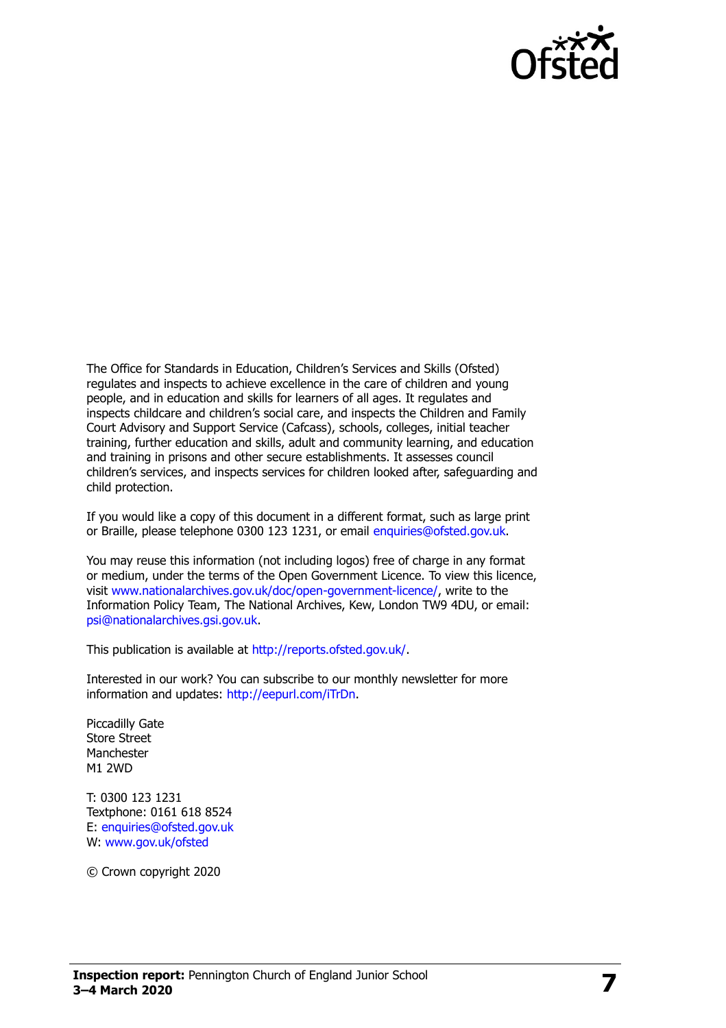The Office for Standards in Education, Children's Services and Skills (Ofsted) regulates and inspects to achieve excellence in the care of children and young people, and in education and skills for learners of all ages. It regulates and inspects childcare and children's social care, and inspects the Children and Family Court Advisory and Support Service (Cafcass), schools, colleges, initial teacher training, further education and skills, adult and community learning, and education and training in prisons and other secure establishments. It assesses council children's services, and inspects services for children looked after, safeguarding and child protection.

If you would like a copy of this document in a different format, such as large print or Braille, please telephone 0300 123 1231, or email enquiries@ofsted.gov.uk.

You may reuse this information (not including logos) free of charge in any format or medium, under the terms of the Open Government Licence. To view this licence, visit www.nationalarchives.gov.uk/doc/open-government-licence/, write to the Information Policy Team, The National Archives, Kew, London TW9 4DU, or email: psi@nationalarchives.gsi.gov.uk.

This publication is available at http://reports.ofsted.gov.uk/.

Interested in our work? You can subscribe to our monthly newsletter for more information and updates: http://eepurl.com/iTrDn.

Piccadilly Gate
Store Street
Manchester
M1 2WD

T: 0300 123 1231
Textphone: 0161 618 8524
E: enquiries@ofsted.gov.uk
W: www.gov.uk/ofsted

© Crown copyright 2020